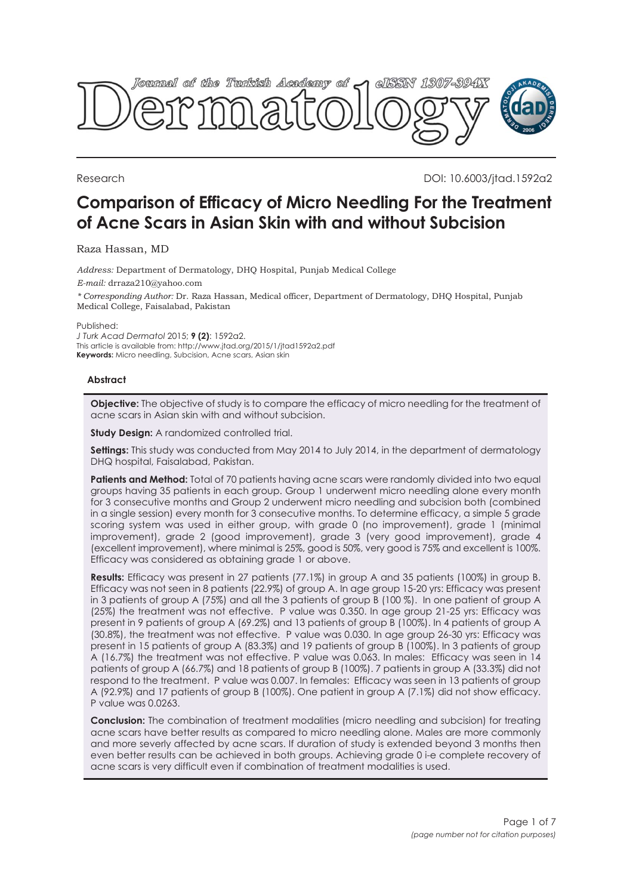Research

DOI: 10.6003/jtad.1592a2

# Comparison of Efficacy of Micro Needling For the Treatment of Acne Scars in Asian Skin with and without Subcision

Raza Hassan, MD

*Address:* Department of Dermatology, DHQ Hospital, Punjab Medical College

*E-mail:* drraza210@yahoo.com

*\* Corresponding Author:* Dr. Raza Hassan, Medical officer, Department of Dermatology, DHQ Hospital, Punjab Medical College, Faisalabad, Pakistan

Published:

*J Turk Acad Dermatol* 2015; **9 (2)**: 1592a2.

This article is available from: http://www.jtad.org/2015/1/jtad1592a2.pdf

**Keywords:** Micro needling, Subcision, Acne scars, Asian skin

## Abstract

**Objective:** The objective of study is to compare the efficacy of micro needling for the treatment of acne scars in Asian skin with and without subcision.

**Study Design:** A randomized controlled trial.

**Settings:** This study was conducted from May 2014 to July 2014, in the department of dermatology DHQ hospital, Faisalabad, Pakistan.

**Patients and Method:** Total of 70 patients having acne scars were randomly divided into two equal groups having 35 patients in each group. Group 1 underwent micro needling alone every month for 3 consecutive months and Group 2 underwent micro needling and subcision both (combined in a single session) every month for 3 consecutive months. To determine efficacy, a simple 5 grade scoring system was used in either group, with grade 0 (no improvement), grade 1 (minimal improvement), grade 2 (good improvement), grade 3 (very good improvement), grade 4 (excellent improvement), where minimal is 25%, good is 50%, very good is 75% and excellent is 100%. Efficacy was considered as obtaining grade 1 or above.

**Results:** Efficacy was present in 27 patients (77.1%) in group A and 35 patients (100%) in group B. Efficacy was not seen in 8 patients (22.9%) of group A. In age group 15-20 yrs: Efficacy was present in 3 patients of group A (75%) and all the 3 patients of group B (100 %). In one patient of group A (25%) the treatment was not effective. P value was 0.350. In age group 21-25 yrs: Efficacy was present in 9 patients of group A (69.2%) and 13 patients of group B (100%). In 4 patients of group A (30.8%), the treatment was not effective. P value was 0.030. In age group 26-30 yrs: Efficacy was present in 15 patients of group A (83.3%) and 19 patients of group B (100%). In 3 patients of group A (16.7%) the treatment was not effective. P value was 0.063. In males: Efficacy was seen in 14 patients of group A (66.7%) and 18 patients of group B (100%). 7 patients in group A (33.3%) did not respond to the treatment. P value was 0.007. In females: Efficacy was seen in 13 patients of group A (92.9%) and 17 patients of group B (100%). One patient in group A (7.1%) did not show efficacy. P value was 0.0263.

**Conclusion:** The combination of treatment modalities (micro needling and subcision) for treating acne scars have better results as compared to micro needling alone. Males are more commonly and more severely affected by acne scars. If duration of study is extended beyond 3 months then even better results can be achieved in both groups. Achieving grade 0 i-e complete recovery of acne scars is very difficult even if combination of treatment modalities is used.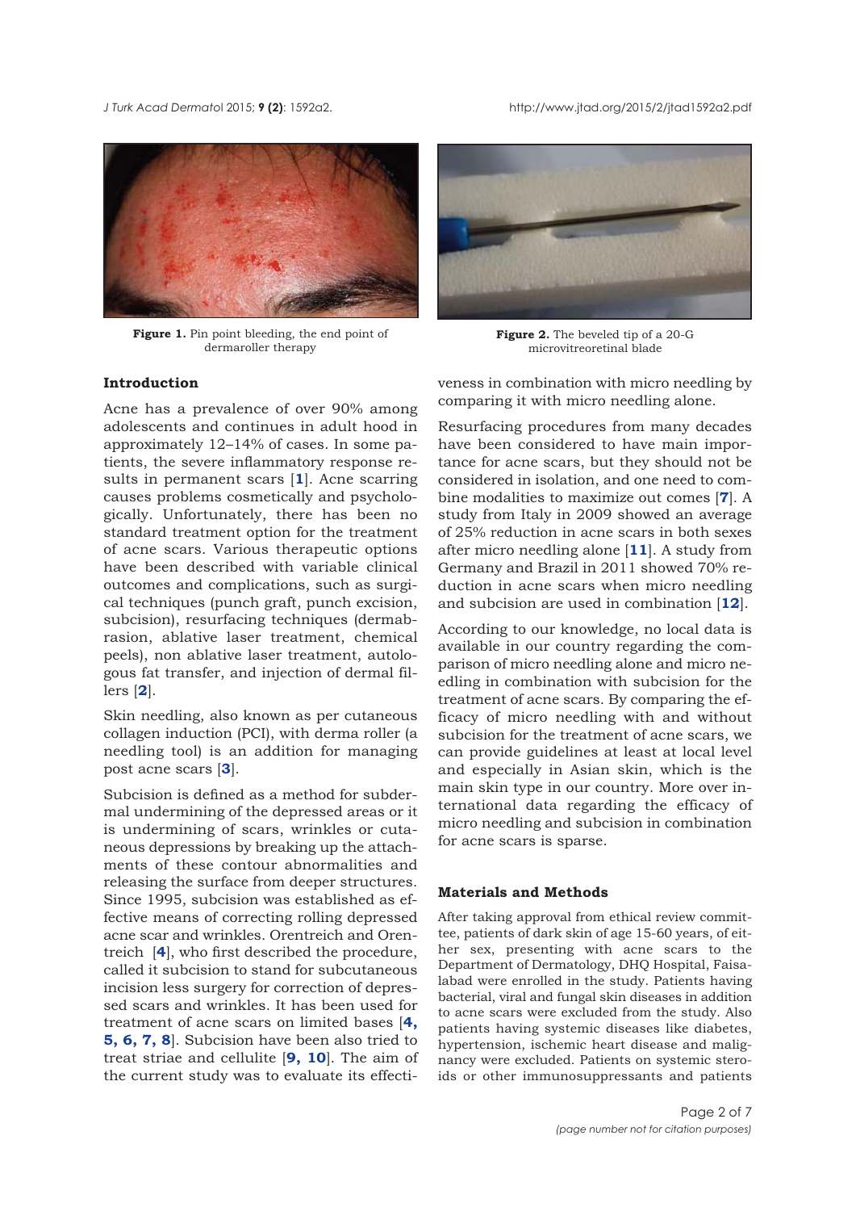**Figure 1.** Pin point bleeding, the end point of dermaroller therapy

**Figure 2.** The beveled tip of a 20-G microvitreoretinal blade

## Introduction

Acne has a prevalence of over 90% among adolescents and continues in adult hood in approximately 12–14% of cases. In some patients, the severe inflammatory response results in permanent scars [**1**]. Acne scarring causes problems cosmetically and psychologically. Unfortunately, there has been no standard treatment option for the treatment of acne scars. Various therapeutic options have been described with variable clinical outcomes and complications, such as surgical techniques (punch graft, punch excision, subcision), resurfacing techniques (dermabrasion, ablative laser treatment, chemical peels), non ablative laser treatment, autologous fat transfer, and injection of dermal fillers [**2**].

Skin needling, also known as per cutaneous collagen induction (PCI), with derma roller (a needling tool) is an addition for managing post acne scars [**3**].

Subcision is defined as a method for subdermal undermining of the depressed areas or it is undermining of scars, wrinkles or cutaneous depressions by breaking up the attachments of these contour abnormalities and releasing the surface from deeper structures. Since 1995, subcision was established as effective means of correcting rolling depressed acne scar and wrinkles. Orentreich and Orentreich [**4**], who first described the procedure, called it subcision to stand for subcutaneous incision less surgery for correction of depressed scars and wrinkles. It has been used for treatment of acne scars on limited bases [**4, 5, 6, 7, 8**]. Subcision have been also tried to treat striae and cellulite [**9, 10**]. The aim of the current study was to evaluate its effectiveness in combination with micro needling by comparing it with micro needling alone.

Resurfacing procedures from many decades have been considered to have main importance for acne scars, but they should not be considered in isolation, and one need to combine modalities to maximize out comes [**7**]. A study from Italy in 2009 showed an average of 25% reduction in acne scars in both sexes after micro needling alone [**11**]. A study from Germany and Brazil in 2011 showed 70% reduction in acne scars when micro needling and subcision are used in combination [**12**].

According to our knowledge, no local data is available in our country regarding the comparison of micro needling alone and micro needling in combination with subcision for the treatment of acne scars. By comparing the efficacy of micro needling with and without subcision for the treatment of acne scars, we can provide guidelines at least at local level and especially in Asian skin, which is the main skin type in our country. More over international data regarding the efficacy of micro needling and subcision in combination for acne scars is sparse.

## Materials and Methods

After taking approval from ethical review committee, patients of dark skin of age 15-60 years, of either sex, presenting with acne scars to the Department of Dermatology, DHQ Hospital, Faisalabad were enrolled in the study. Patients having bacterial, viral and fungal skin diseases in addition to acne scars were excluded from the study. Also patients having systemic diseases like diabetes, hypertension, ischemic heart disease and malignancy were excluded. Patients on systemic steroids or other immunosuppressants and patients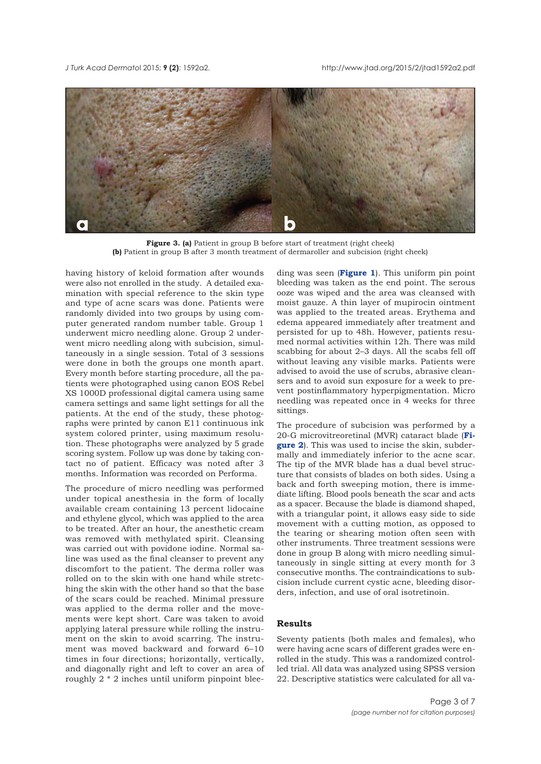**Figure 3. (a)** Patient in group B before start of treatment (right cheek)
**(b)** Patient in group B after 3 month treatment of dermaroller and subcision (right cheek)

having history of keloid formation after wounds were also not enrolled in the study. A detailed examination with special reference to the skin type and type of acne scars was done. Patients were randomly divided into two groups by using computer generated random number table. Group 1 underwent micro needling alone. Group 2 underwent micro needling along with subcision, simultaneously in a single session. Total of 3 sessions were done in both the groups one month apart. Every month before starting procedure, all the patients were photographed using canon EOS Rebel XS 1000D professional digital camera using same camera settings and same light settings for all the patients. At the end of the study, these photographs were printed by canon E11 continuous ink system colored printer, using maximum resolution. These photographs were analyzed by 5 grade scoring system. Follow up was done by taking contact no of patient. Efficacy was noted after 3 months. Information was recorded on Performa.

The procedure of micro needling was performed under topical anesthesia in the form of locally available cream containing 13 percent lidocaine and ethylene glycol, which was applied to the area to be treated. After an hour, the anesthetic cream was removed with methylated spirit. Cleansing was carried out with povidone iodine. Normal saline was used as the final cleanser to prevent any discomfort to the patient. The derma roller was rolled on to the skin with one hand while stretching the skin with the other hand so that the base of the scars could be reached. Minimal pressure was applied to the derma roller and the movements were kept short. Care was taken to avoid applying lateral pressure while rolling the instrument on the skin to avoid scarring. The instrument was moved backward and forward 6–10 times in four directions; horizontally, vertically, and diagonally right and left to cover an area of roughly 2 * 2 inches until uniform pinpoint bleeding was seen (**Figure 1**). This uniform pin point bleeding was taken as the end point. The serous ooze was wiped and the area was cleansed with moist gauze. A thin layer of mupirocin ointment was applied to the treated areas. Erythema and edema appeared immediately after treatment and persisted for up to 48h. However, patients resumed normal activities within 12h. There was mild scabbing for about 2–3 days. All the scabs fell off without leaving any visible marks. Patients were advised to avoid the use of scrubs, abrasive cleansers and to avoid sun exposure for a week to prevent postinflammatory hyperpigmentation. Micro needling was repeated once in 4 weeks for three sittings.

The procedure of subcision was performed by a 20-G microvitreoretinal (MVR) cataract blade (**Figure 2**). This was used to incise the skin, subdermally and immediately inferior to the acne scar. The tip of the MVR blade has a dual bevel structure that consists of blades on both sides. Using a back and forth sweeping motion, there is immediate lifting. Blood pools beneath the scar and acts as a spacer. Because the blade is diamond shaped, with a triangular point, it allows easy side to side movement with a cutting motion, as opposed to the tearing or shearing motion often seen with other instruments. Three treatment sessions were done in group B along with micro needling simultaneously in single sitting at every month for 3 consecutive months. The contraindications to subcision include current cystic acne, bleeding disorders, infection, and use of oral isotretinoin.

## Results

Seventy patients (both males and females), who were having acne scars of different grades were enrolled in the study. This was a randomized controlled trial. All data was analyzed using SPSS version 22. Descriptive statistics were calculated for all va-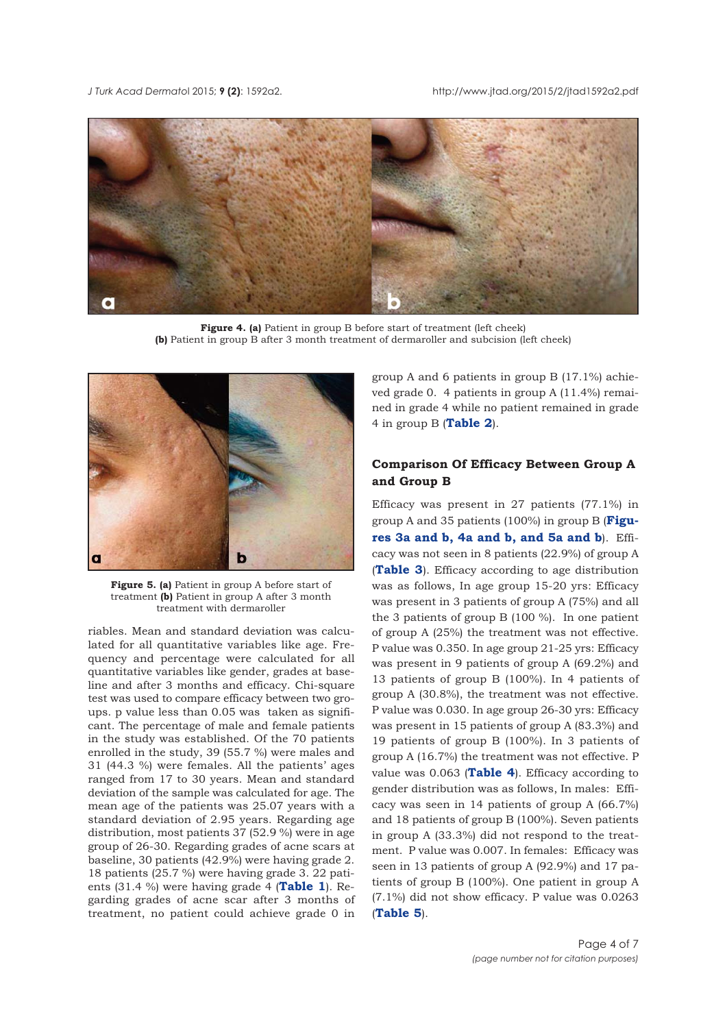**Figure 4. (a)** Patient in group B before start of treatment (left cheek)
**(b)** Patient in group B after 3 month treatment of dermaroller and subcision (left cheek)

**Figure 5. (a)** Patient in group A before start of treatment **(b)** Patient in group A after 3 month treatment with dermaroller

riables. Mean and standard deviation was calculated for all quantitative variables like age. Frequency and percentage were calculated for all quantitative variables like gender, grades at baseline and after 3 months and efficacy. Chi-square test was used to compare efficacy between two groups. p value less than 0.05 was taken as significant. The percentage of male and female patients in the study was established. Of the 70 patients enrolled in the study, 39 (55.7 %) were males and 31 (44.3 %) were females. All the patients' ages ranged from 17 to 30 years. Mean and standard deviation of the sample was calculated for age. The mean age of the patients was 25.07 years with a standard deviation of 2.95 years. Regarding age distribution, most patients 37 (52.9 %) were in age group of 26-30. Regarding grades of acne scars at baseline, 30 patients (42.9%) were having grade 2. 18 patients (25.7 %) were having grade 3. 22 patients (31.4 %) were having grade 4 (**Table 1**). Regarding grades of acne scar after 3 months of treatment, no patient could achieve grade 0 in group A and 6 patients in group B (17.1%) achieved grade 0. 4 patients in group A (11.4%) remained in grade 4 while no patient remained in grade 4 in group B (**Table 2**).

## Comparison Of Efficacy Between Group A and Group B

Efficacy was present in 27 patients (77.1%) in group A and 35 patients (100%) in group B (**Figures 3a and b, 4a and b, and 5a and b**). Efficacy was not seen in 8 patients (22.9%) of group A (**Table 3**). Efficacy according to age distribution was as follows, In age group 15-20 yrs: Efficacy was present in 3 patients of group A (75%) and all the 3 patients of group B (100 %). In one patient of group A (25%) the treatment was not effective. P value was 0.350. In age group 21-25 yrs: Efficacy was present in 9 patients of group A (69.2%) and 13 patients of group B (100%). In 4 patients of group A (30.8%), the treatment was not effective. P value was 0.030. In age group 26-30 yrs: Efficacy was present in 15 patients of group A (83.3%) and 19 patients of group B (100%). In 3 patients of group A (16.7%) the treatment was not effective. P value was 0.063 (**Table 4**). Efficacy according to gender distribution was as follows, In males: Efficacy was seen in 14 patients of group A (66.7%) and 18 patients of group B (100%). Seven patients in group A (33.3%) did not respond to the treatment. P value was 0.007. In females: Efficacy was seen in 13 patients of group A (92.9%) and 17 patients of group B (100%). One patient in group A (7.1%) did not show efficacy. P value was 0.0263 (**Table 5**).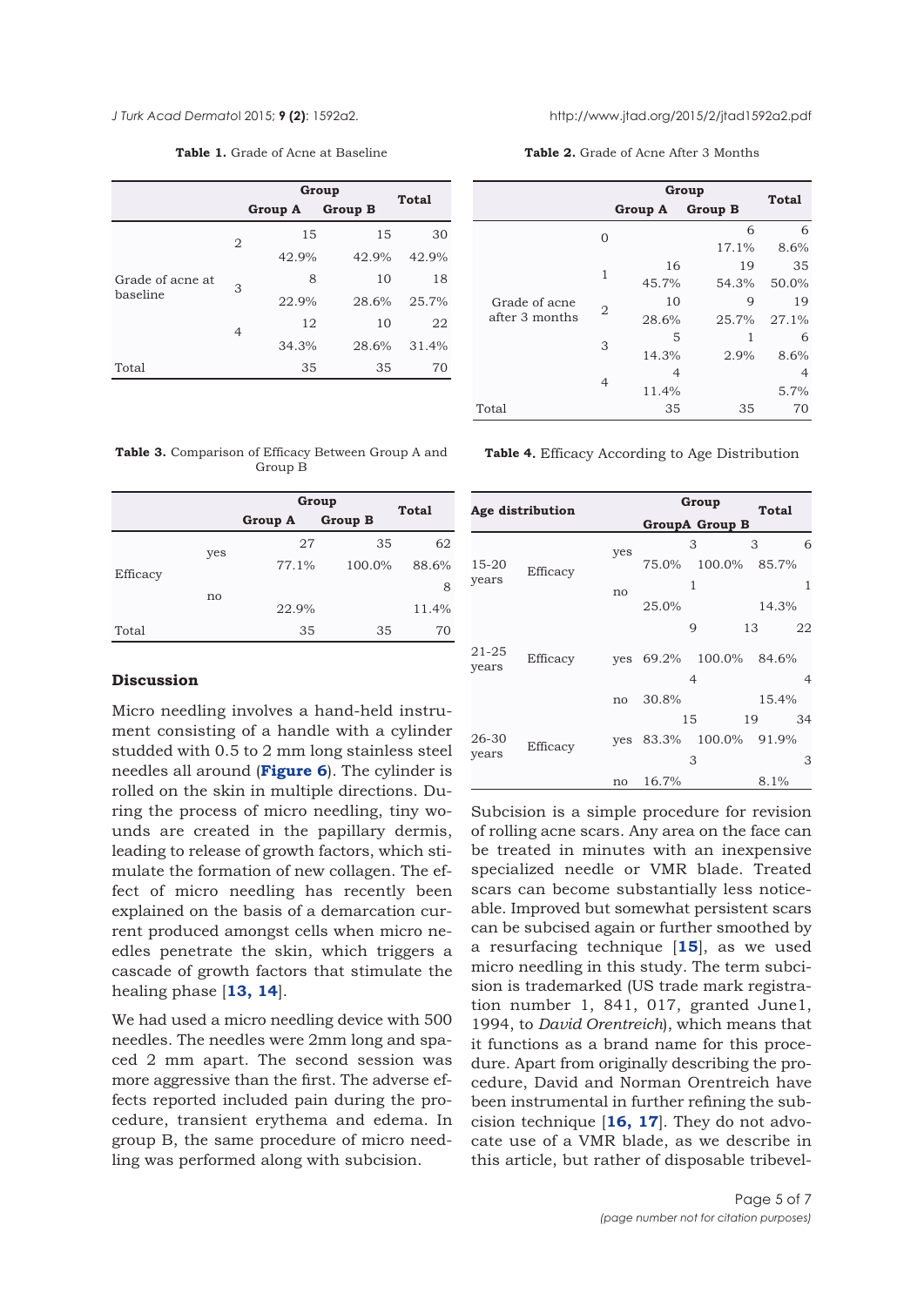**Table 1.** Grade of Acne at Baseline

| | | Group | | Total |
|---|---|---|---|---|
| | | Group A | Group B | |
| Grade of acne at baseline | 2 | 15 | 15 | 30 |
| | | 42.9% | 42.9% | 42.9% |
| | 3 | 8 | 10 | 18 |
| | | 22.9% | 28.6% | 25.7% |
| | 4 | 12 | 10 | 22 |
| | | 34.3% | 28.6% | 31.4% |
| Total | | 35 | 35 | 70 |

**Table 2.** Grade of Acne After 3 Months

| | | Group | | Total |
|---|---|---|---|---|
| | | Group A | Group B | |
| Grade of acne after 3 months | 0 | | 6 | 6 |
| | | | 17.1% | 8.6% |
| | 1 | 16 | 19 | 35 |
| | | 45.7% | 54.3% | 50.0% |
| | 2 | 10 | 9 | 19 |
| | | 28.6% | 25.7% | 27.1% |
| | 3 | 5 | 1 | 6 |
| | | 14.3% | 2.9% | 8.6% |
| | 4 | 4 | | 4 |
| | | 11.4% | | 5.7% |
| Total | | 35 | 35 | 70 |

**Table 3.** Comparison of Efficacy Between Group A and Group B

| | | Group | | Total |
|---|---|---|---|---|
| | | Group A | Group B | |
| Efficacy | yes | 27 | 35 | 62 |
| | | 77.1% | 100.0% | 88.6% |
| | no | | | 8 |
| | | 22.9% | | 11.4% |
| Total | | 35 | 35 | 70 |

**Table 4.** Efficacy According to Age Distribution

| Age distribution | | | Group | | Total |
|---|---|---|---|---|---|
| | | | GroupA | Group B | |
| 15-20 years | Efficacy | yes | 3 | 3 | 6 |
| | | | 75.0% | 100.0% | 85.7% |
| | | no | 1 | | 1 |
| | | | 25.0% | | 14.3% |
| 21-25 years | Efficacy | yes | 9 | 13 | 22 |
| | | | 69.2% | 100.0% | 84.6% |
| | | no | 4 | | 4 |
| | | | 30.8% | | 15.4% |
| 26-30 years | Efficacy | yes | 15 | 19 | 34 |
| | | | 83.3% | 100.0% | 91.9% |
| | | no | 3 | | 3 |
| | | | 16.7% | | 8.1% |

## Discussion

Micro needling involves a hand-held instrument consisting of a handle with a cylinder studded with 0.5 to 2 mm long stainless steel needles all around (**Figure 6**). The cylinder is rolled on the skin in multiple directions. During the process of micro needling, tiny wounds are created in the papillary dermis, leading to release of growth factors, which stimulate the formation of new collagen. The effect of micro needling has recently been explained on the basis of a demarcation current produced amongst cells when micro needles penetrate the skin, which triggers a cascade of growth factors that stimulate the healing phase [**13, 14**].

We had used a micro needling device with 500 needles. The needles were 2mm long and spaced 2 mm apart. The second session was more aggressive than the first. The adverse effects reported included pain during the procedure, transient erythema and edema. In group B, the same procedure of micro needling was performed along with subcision.

Subcision is a simple procedure for revision of rolling acne scars. Any area on the face can be treated in minutes with an inexpensive specialized needle or VMR blade. Treated scars can become substantially less noticeable. Improved but somewhat persistent scars can be subcised again or further smoothed by a resurfacing technique [**15**], as we used micro needling in this study. The term subcision is trademarked (US trade mark registration number 1, 841, 017, granted June1, 1994, to *David Orentreich*), which means that it functions as a brand name for this procedure. Apart from originally describing the procedure, David and Norman Orentreich have been instrumental in further refining the subcision technique [**16, 17**]. They do not advocate use of a VMR blade, as we describe in this article, but rather of disposable tribevel-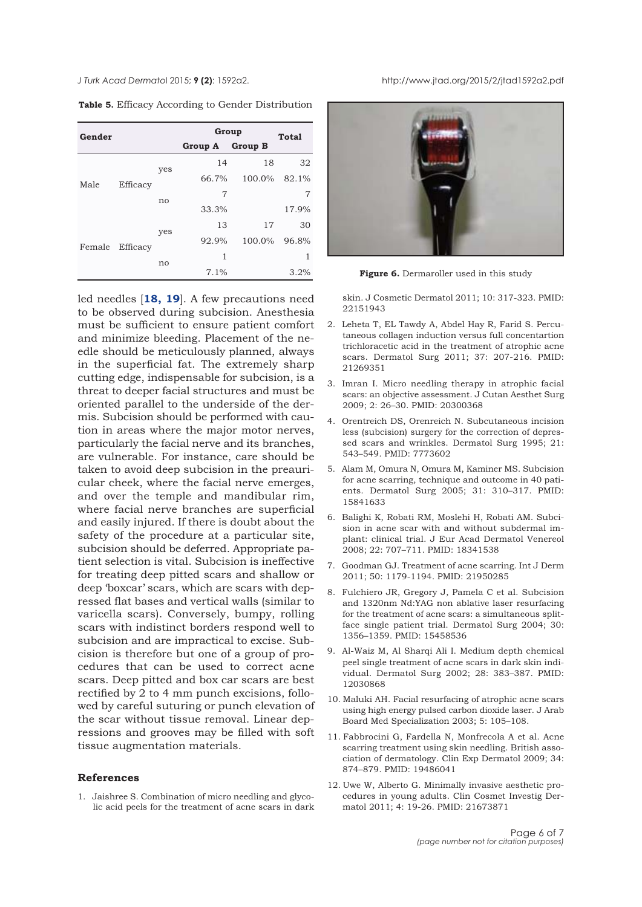**Table 5.** Efficacy According to Gender Distribution

| Gender | | | Group | | Total |
|---|---|---|---|---|---|
| | | | Group A | Group B | |
| Male | Efficacy | yes | 14 | 18 | 32 |
| | | | 66.7% | 100.0% | 82.1% |
| | | no | 7 | | 7 |
| | | | 33.3% | | 17.9% |
| Female | Efficacy | yes | 13 | 17 | 30 |
| | | | 92.9% | 100.0% | 96.8% |
| | | no | 1 | | 1 |
| | | | 7.1% | | 3.2% |

led needles [**18, 19**]. A few precautions need to be observed during subcision. Anesthesia must be sufficient to ensure patient comfort and minimize bleeding. Placement of the needle should be meticulously planned, always in the superficial fat. The extremely sharp cutting edge, indispensable for subcision, is a threat to deeper facial structures and must be oriented parallel to the underside of the dermis. Subcision should be performed with caution in areas where the major motor nerves, particularly the facial nerve and its branches, are vulnerable. For instance, care should be taken to avoid deep subcision in the preauricular cheek, where the facial nerve emerges, and over the temple and mandibular rim, where facial nerve branches are superficial and easily injured. If there is doubt about the safety of the procedure at a particular site, subcision should be deferred. Appropriate patient selection is vital. Subcision is ineffective for treating deep pitted scars and shallow or deep 'boxcar' scars, which are scars with depressed flat bases and vertical walls (similar to varicella scars). Conversely, bumpy, rolling scars with indistinct borders respond well to subcision and are impractical to excise. Subcision is therefore but one of a group of procedures that can be used to correct acne scars. Deep pitted and box car scars are best rectified by 2 to 4 mm punch excisions, followed by careful suturing or punch elevation of the scar without tissue removal. Linear depressions and grooves may be filled with soft tissue augmentation materials.

**Figure 6.** Dermaroller used in this study

## References

1. Jaishree S. Combination of micro needling and glycolic acid peels for the treatment of acne scars in dark skin. J Cosmetic Dermatol 2011; 10: 317-323. PMID: 22151943
2. Leheta T, EL Tawdy A, Abdel Hay R, Farid S. Percutaneous collagen induction versus full concentartion trichloracetic acid in the treatment of atrophic acne scars. Dermatol Surg 2011; 37: 207-216. PMID: 21269351
3. Imran I. Micro needling therapy in atrophic facial scars: an objective assessment. J Cutan Aesthet Surg 2009; 2: 26–30. PMID: 20300368
4. Orentreich DS, Orenreich N. Subcutaneous incision less (subcision) surgery for the correction of depressed scars and wrinkles. Dermatol Surg 1995; 21: 543–549. PMID: 7773602
5. Alam M, Omura N, Omura M, Kaminer MS. Subcision for acne scarring, technique and outcome in 40 patients. Dermatol Surg 2005; 31: 310–317. PMID: 15841633
6. Balighi K, Robati RM, Moslehi H, Robati AM. Subcision in acne scar with and without subdermal implant: clinical trial. J Eur Acad Dermatol Venereol 2008; 22: 707–711. PMID: 18341538
7. Goodman GJ. Treatment of acne scarring. Int J Derm 2011; 50: 1179-1194. PMID: 21950285
8. Fulchiero JR, Gregory J, Pamela C et al. Subcision and 1320nm Nd:YAG non ablative laser resurfacing for the treatment of acne scars: a simultaneous split-face single patient trial. Dermatol Surg 2004; 30: 1356–1359. PMID: 15458536
9. Al-Waiz M, Al Sharqi Ali I. Medium depth chemical peel single treatment of acne scars in dark skin individual. Dermatol Surg 2002; 28: 383–387. PMID: 12030868
10. Maluki AH. Facial resurfacing of atrophic acne scars using high energy pulsed carbon dioxide laser. J Arab Board Med Specialization 2003; 5: 105–108.
11. Fabbrocini G, Fardella N, Monfrecola A et al. Acne scarring treatment using skin needling. British association of dermatology. Clin Exp Dermatol 2009; 34: 874–879. PMID: 19486041
12. Uwe W, Alberto G. Minimally invasive aesthetic procedures in young adults. Clin Cosmet Investig Dermatol 2011; 4: 19-26. PMID: 21673871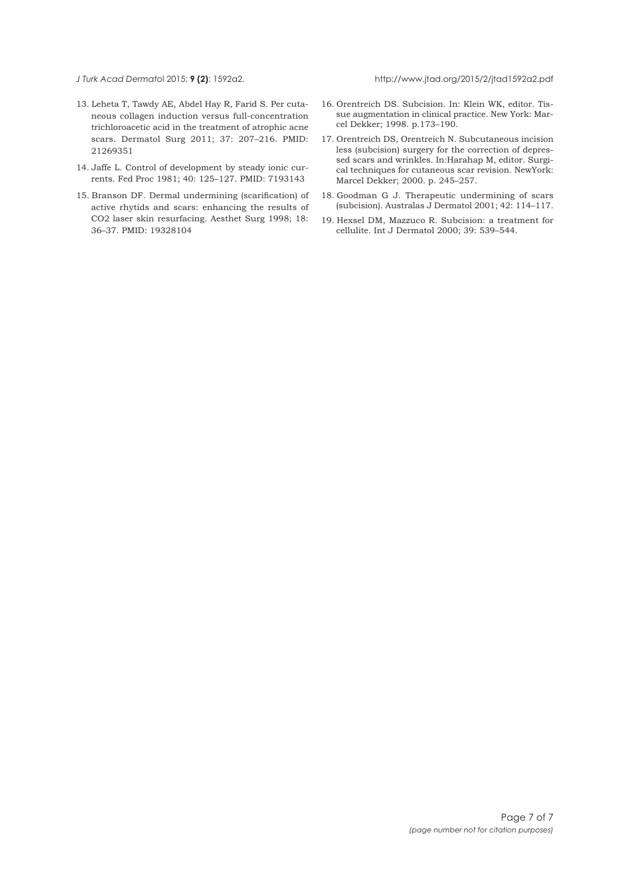13. Leheta T, Tawdy AE, Abdel Hay R, Farid S. Per cutaneous collagen induction versus full-concentration trichloroacetic acid in the treatment of atrophic acne scars. Dermatol Surg 2011; 37: 207–216. PMID: 21269351

14. Jaffe L. Control of development by steady ionic currents. Fed Proc 1981; 40: 125–127. PMID: 7193143

15. Branson DF. Dermal undermining (scarification) of active rhytids and scars: enhancing the results of CO2 laser skin resurfacing. Aesthet Surg 1998; 18: 36–37. PMID: 19328104

16. Orentreich DS. Subcision. In: Klein WK, editor. Tissue augmentation in clinical practice. New York: Marcel Dekker; 1998. p.173–190.

17. Orentreich DS, Orentreich N. Subcutaneous incision less (subcision) surgery for the correction of depressed scars and wrinkles. In:Harahap M, editor. Surgical techniques for cutaneous scar revision. NewYork: Marcel Dekker; 2000. p. 245–257.

18. Goodman G J. Therapeutic undermining of scars (subcision). Australas J Dermatol 2001; 42: 114–117.

19. Hexsel DM, Mazzuco R. Subcision: a treatment for cellulite. Int J Dermatol 2000; 39: 539–544.